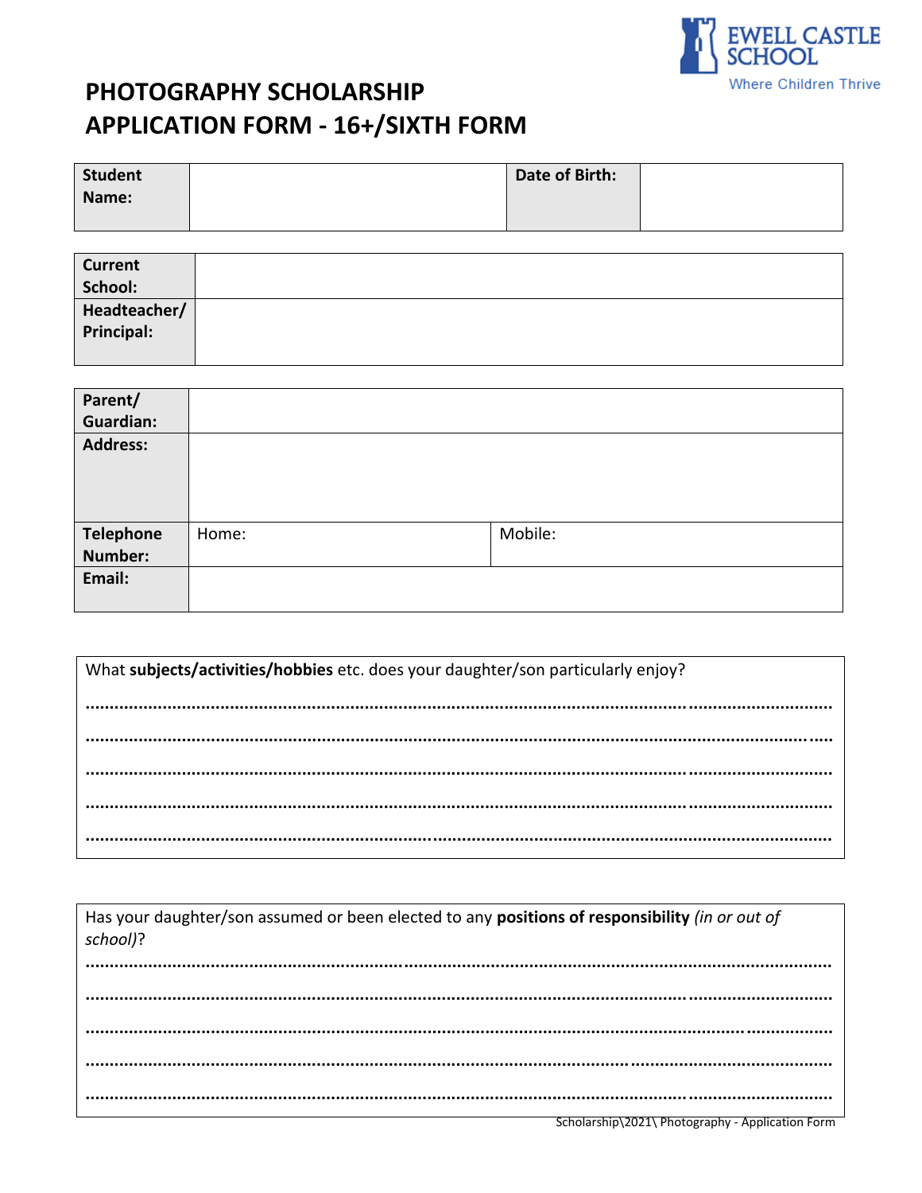EWELL CASTLE SCHOOL
Where Children Thrive

# PHOTOGRAPHY SCHOLARSHIP
# APPLICATION FORM - 16+/SIXTH FORM

| **Student Name:** | | **Date of Birth:** | |
|---|---|---|---|

| **Current School:** | |
|---|---|
| **Headteacher/ Principal:** | |

| **Parent/ Guardian:** | | |
|---|---|---|
| **Address:** | | |
| **Telephone Number:** | Home: | Mobile: |
| **Email:** | | |

What **subjects/activities/hobbies** etc. does your daughter/son particularly enjoy?

..................................................................................................................................................

..................................................................................................................................................

..................................................................................................................................................

..................................................................................................................................................

..................................................................................................................................................

Has your daughter/son assumed or been elected to any **positions of responsibility** *(in or out of school)*?

..................................................................................................................................................

..................................................................................................................................................

..................................................................................................................................................

..................................................................................................................................................

..................................................................................................................................................

Scholarship\2021\ Photography - Application Form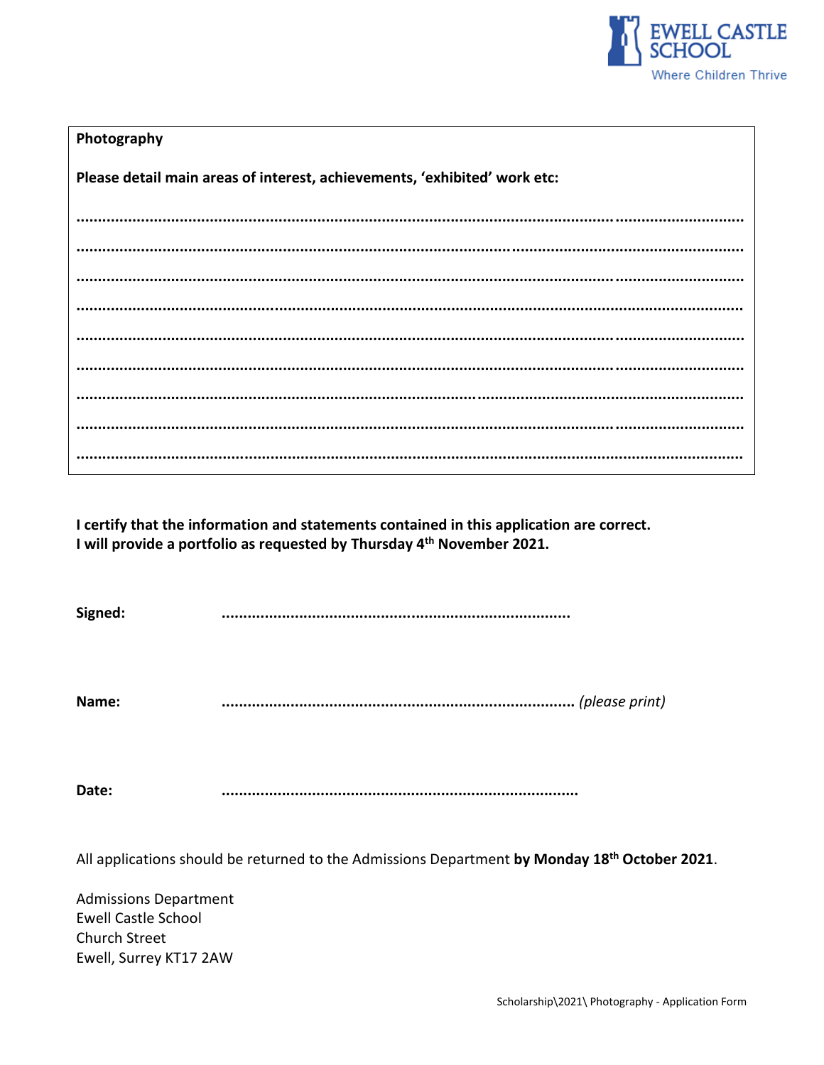**Photography**

**Please detail main areas of interest, achievements, 'exhibited' work etc:**

.............................................................................................................................................

.............................................................................................................................................

.............................................................................................................................................

.............................................................................................................................................

.............................................................................................................................................

.............................................................................................................................................

.............................................................................................................................................

.............................................................................................................................................

.............................................................................................................................................

**I certify that the information and statements contained in this application are correct.**
**I will provide a portfolio as requested by Thursday 4th November 2021.**

**Signed:** ...................................................................................

**Name:** ................................................................................... *(please print)*

**Date:** ...................................................................................

All applications should be returned to the Admissions Department **by Monday 18th October 2021**.

Admissions Department
Ewell Castle School
Church Street
Ewell, Surrey KT17 2AW

Scholarship\2021\ Photography - Application Form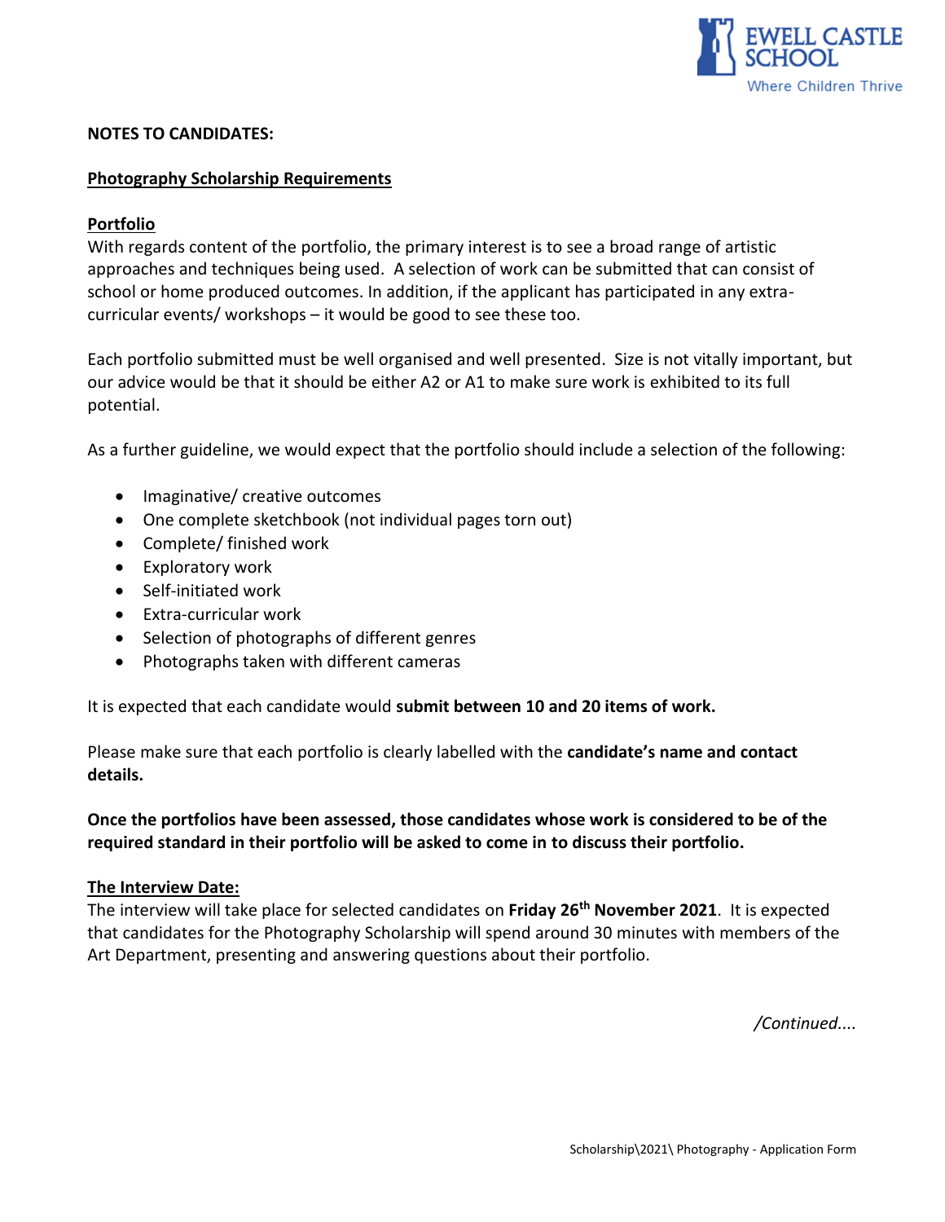**NOTES TO CANDIDATES:**

**Photography Scholarship Requirements**

**Portfolio**

With regards content of the portfolio, the primary interest is to see a broad range of artistic approaches and techniques being used. A selection of work can be submitted that can consist of school or home produced outcomes. In addition, if the applicant has participated in any extra-curricular events/ workshops – it would be good to see these too.

Each portfolio submitted must be well organised and well presented. Size is not vitally important, but our advice would be that it should be either A2 or A1 to make sure work is exhibited to its full potential.

As a further guideline, we would expect that the portfolio should include a selection of the following:

- Imaginative/ creative outcomes
- One complete sketchbook (not individual pages torn out)
- Complete/ finished work
- Exploratory work
- Self-initiated work
- Extra-curricular work
- Selection of photographs of different genres
- Photographs taken with different cameras

It is expected that each candidate would **submit between 10 and 20 items of work.**

Please make sure that each portfolio is clearly labelled with the **candidate's name and contact details.**

**Once the portfolios have been assessed, those candidates whose work is considered to be of the required standard in their portfolio will be asked to come in to discuss their portfolio.**

**The Interview Date:**

The interview will take place for selected candidates on **Friday 26th November 2021**. It is expected that candidates for the Photography Scholarship will spend around 30 minutes with members of the Art Department, presenting and answering questions about their portfolio.

*/Continued....*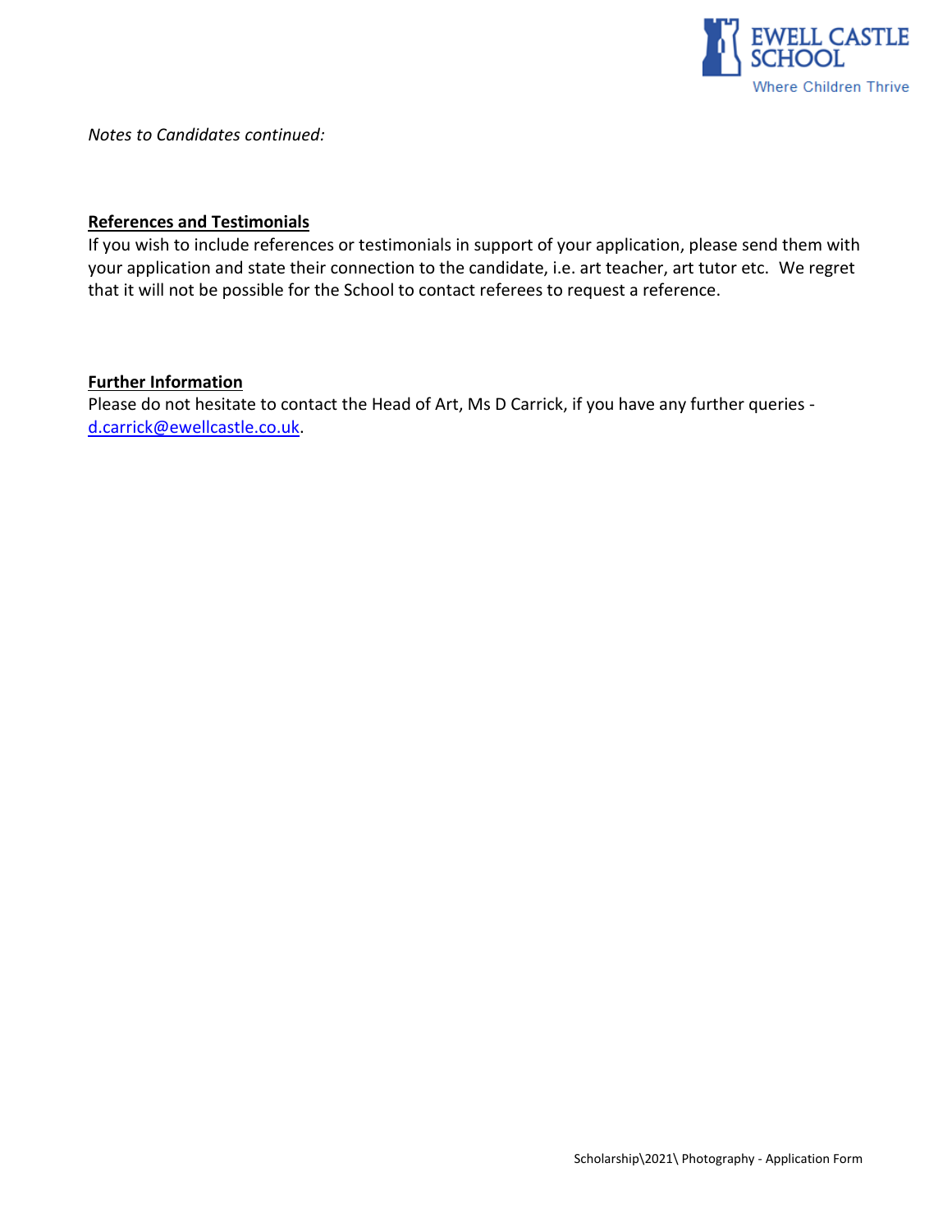*Notes to Candidates continued:*

**References and Testimonials**

If you wish to include references or testimonials in support of your application, please send them with your application and state their connection to the candidate, i.e. art teacher, art tutor etc. We regret that it will not be possible for the School to contact referees to request a reference.

**Further Information**

Please do not hesitate to contact the Head of Art, Ms D Carrick, if you have any further queries - d.carrick@ewellcastle.co.uk.